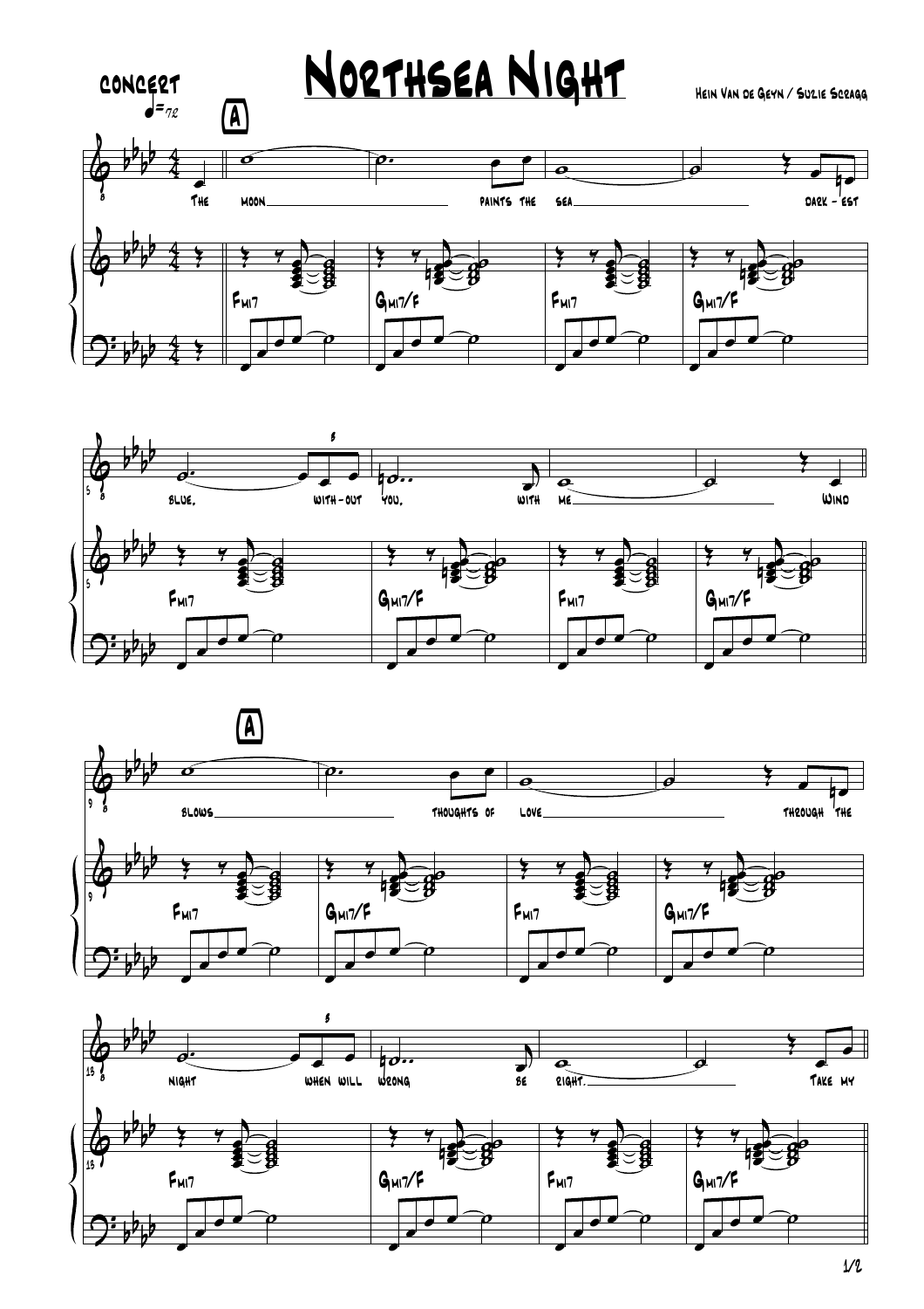# Northsea Night

Concert

♩=72

Hein Van de Geyn / Suzie Scragg

**A**

The moon paints the sea dark - est blue, with - out you, with me Wind

Fmi7 Gmi7/F Fmi7 Gmi7/F Fmi7 Gmi7/F Fmi7 Gmi7/F

**A**

blows thoughts of love through the night when will wrong be right. Take my

Fmi7 Gmi7/F Fmi7 Gmi7/F Fmi7 Gmi7/F Fmi7 Gmi7/F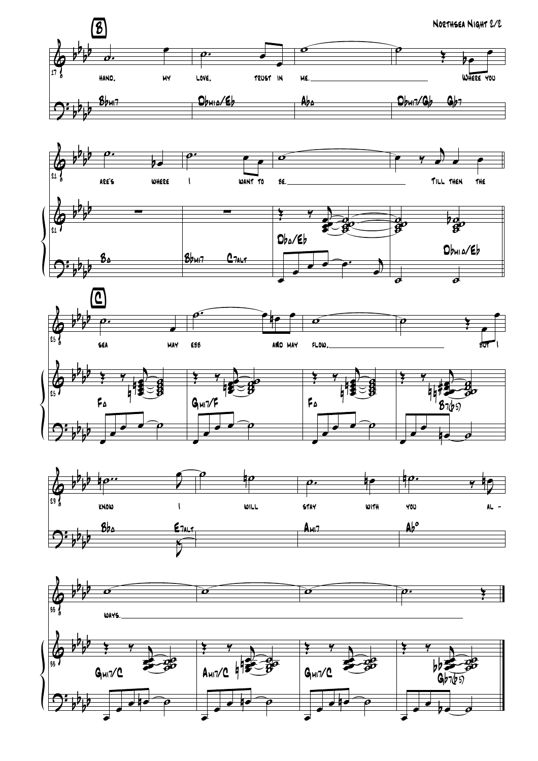**B**

17 hand, my love, trust in me. Where you

Bbmi7 | Dbmi6/Eb | Ab∆ | Dbmi7/Gb Gb7

21 are's where I want to be. Till then the

B∆ | Bbmi7 C7alt | Db∆/Eb | Dbmi6/Eb

**C**

25 sea may ebb and may flow, but I

F∆ | Gmi7/F | F∆ | B7(b5)

29 know I will stay with you al-

Bb∆ | E7alt | Ami7 | Ab°

33 ways.

Gmi7/C | Ami7/C | Gmi7/C | Gb7(b5)